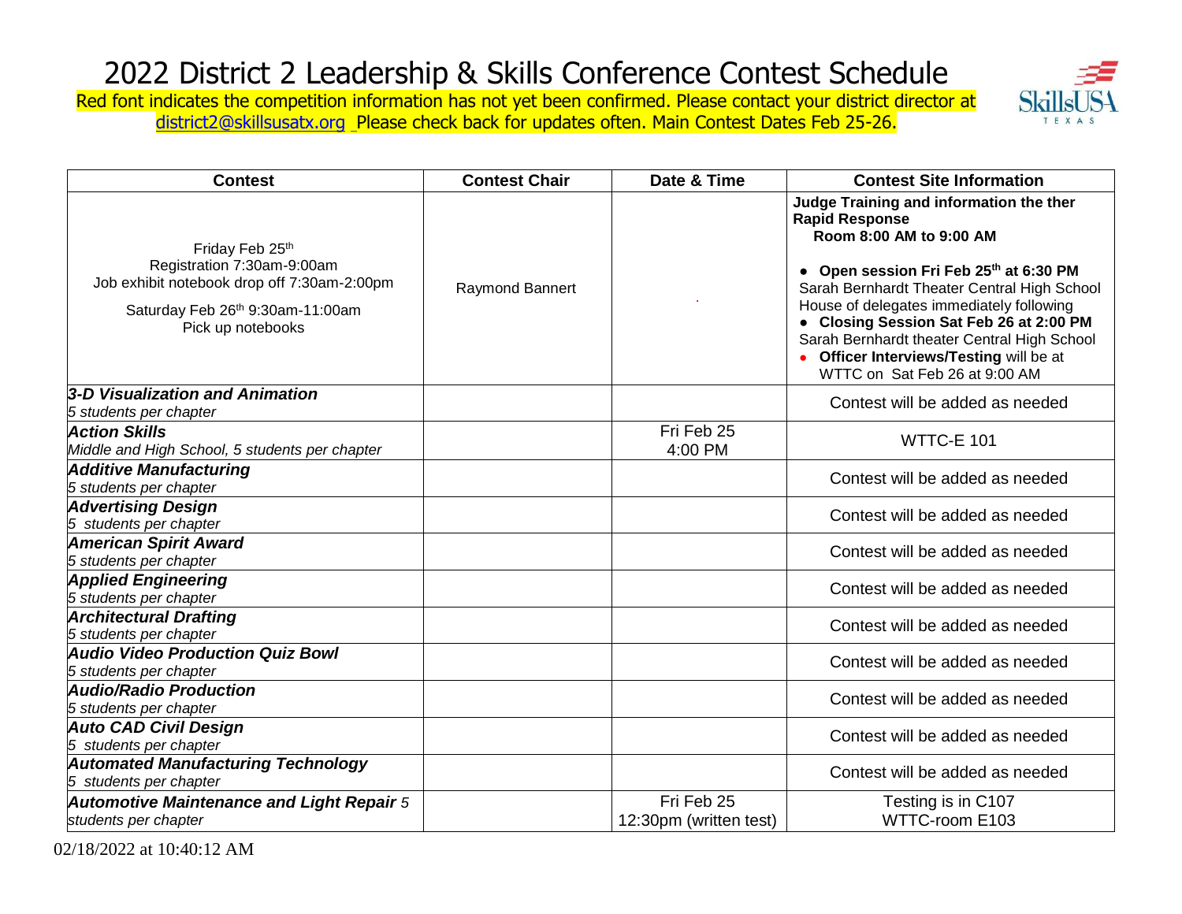# 2022 District 2 Leadership & Skills Conference Contest Schedule

Red font indicates the competition information has not yet been confirmed. Please contact your district director at district2@skillsusatx.org Please check back for updates often. Main Contest Dates Feb 25-26.

| Contest | Contest Chair | Date & Time | Contest Site Information |
|---|---|---|---|
| Friday Feb 25th<br>Registration 7:30am-9:00am<br>Job exhibit notebook drop off 7:30am-2:00pm<br>Saturday Feb 26th 9:30am-11:00am<br>Pick up notebooks | Raymond Bannert | . | **Judge Training and information the ther Rapid Response Room 8:00 AM to 9:00 AM**<br>• **Open session Fri Feb 25th at 6:30 PM** Sarah Bernhardt Theater Central High School House of delegates immediately following<br>• **Closing Session Sat Feb 26 at 2:00 PM** Sarah Bernhardt theater Central High School<br>• **Officer Interviews/Testing** will be at WTTC on Sat Feb 26 at 9:00 AM |
| ***3-D Visualization and Animation***<br>*5 students per chapter* | | | Contest will be added as needed |
| ***Action Skills***<br>*Middle and High School, 5 students per chapter* | | Fri Feb 25<br>4:00 PM | WTTC-E 101 |
| ***Additive Manufacturing***<br>*5 students per chapter* | | | Contest will be added as needed |
| ***Advertising Design***<br>*5 students per chapter* | | | Contest will be added as needed |
| ***American Spirit Award***<br>*5 students per chapter* | | | Contest will be added as needed |
| ***Applied Engineering***<br>*5 students per chapter* | | | Contest will be added as needed |
| ***Architectural Drafting***<br>*5 students per chapter* | | | Contest will be added as needed |
| ***Audio Video Production Quiz Bowl***<br>*5 students per chapter* | | | Contest will be added as needed |
| ***Audio/Radio Production***<br>*5 students per chapter* | | | Contest will be added as needed |
| ***Auto CAD Civil Design***<br>*5 students per chapter* | | | Contest will be added as needed |
| ***Automated Manufacturing Technology***<br>*5 students per chapter* | | | Contest will be added as needed |
| ***Automotive Maintenance and Light Repair*** *5 students per chapter* | | Fri Feb 25<br>12:30pm (written test) | Testing is in C107<br>WTTC-room E103 |

02/18/2022 at 10:40:12 AM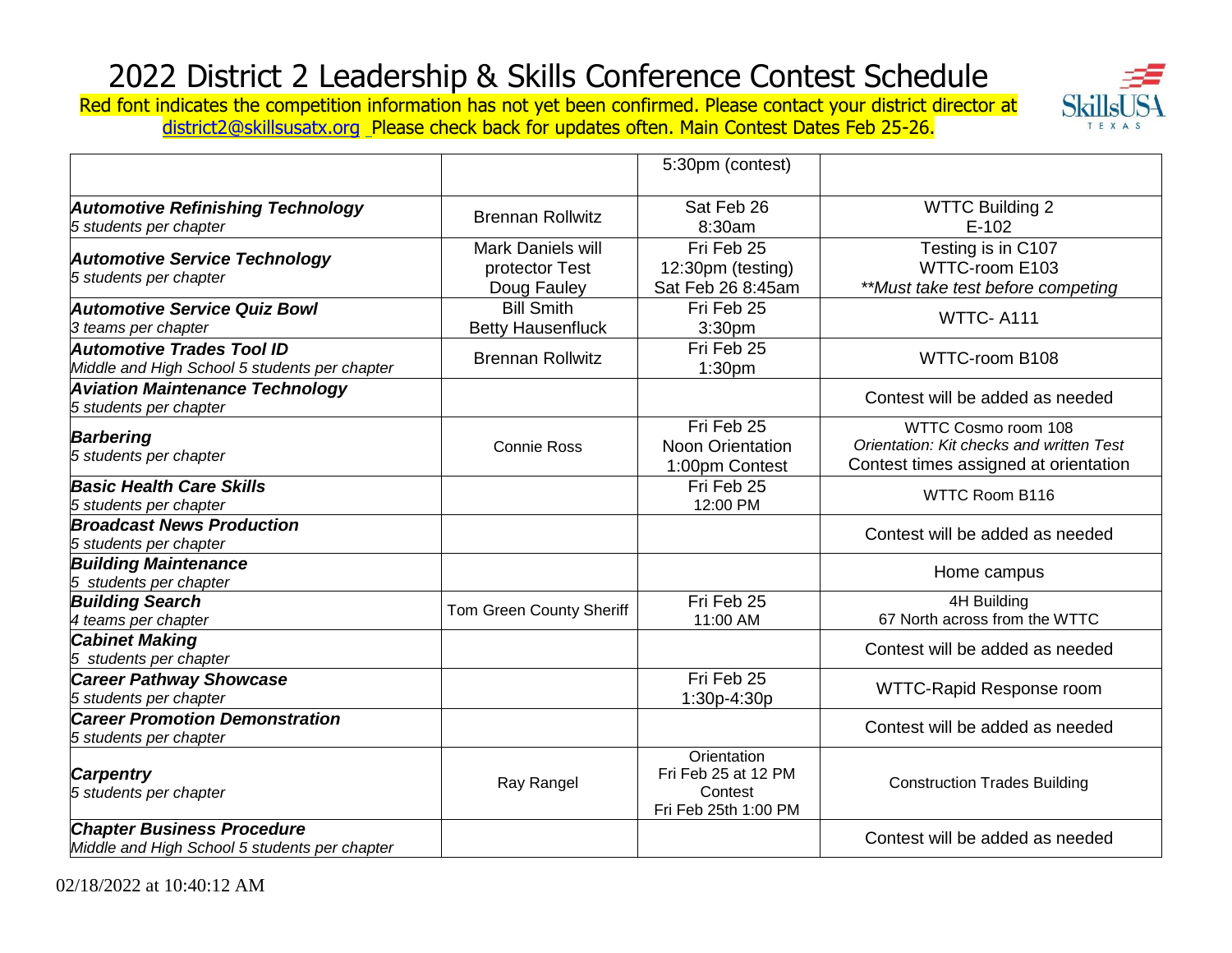# 2022 District 2 Leadership & Skills Conference Contest Schedule

Red font indicates the competition information has not yet been confirmed. Please contact your district director at district2@skillsusatx.org Please check back for updates often. Main Contest Dates Feb 25-26.

| | | | |
|---|---|---|---|
| | | 5:30pm (contest) | |
| ***Automotive Refinishing Technology*** *5 students per chapter* | Brennan Rollwitz | Sat Feb 26 8:30am | WTTC Building 2 E-102 |
| ***Automotive Service Technology*** *5 students per chapter* | Mark Daniels will protector Test Doug Fauley | Fri Feb 25 12:30pm (testing) Sat Feb 26 8:45am | Testing is in C107 WTTC-room E103 *\*\*Must take test before competing* |
| ***Automotive Service Quiz Bowl*** *3 teams per chapter* | Bill Smith Betty Hausenfluck | Fri Feb 25 3:30pm | WTTC- A111 |
| ***Automotive Trades Tool ID*** *Middle and High School 5 students per chapter* | Brennan Rollwitz | Fri Feb 25 1:30pm | WTTC-room B108 |
| ***Aviation Maintenance Technology*** *5 students per chapter* | | | Contest will be added as needed |
| ***Barbering*** *5 students per chapter* | Connie Ross | Fri Feb 25 Noon Orientation 1:00pm Contest | WTTC Cosmo room 108 *Orientation: Kit checks and written Test* Contest times assigned at orientation |
| ***Basic Health Care Skills*** *5 students per chapter* | | Fri Feb 25 12:00 PM | WTTC Room B116 |
| ***Broadcast News Production*** *5 students per chapter* | | | Contest will be added as needed |
| ***Building Maintenance*** *5 students per chapter* | | | Home campus |
| ***Building Search*** *4 teams per chapter* | Tom Green County Sheriff | Fri Feb 25 11:00 AM | 4H Building 67 North across from the WTTC |
| ***Cabinet Making*** *5 students per chapter* | | | Contest will be added as needed |
| ***Career Pathway Showcase*** *5 students per chapter* | | Fri Feb 25 1:30p-4:30p | WTTC-Rapid Response room |
| ***Career Promotion Demonstration*** *5 students per chapter* | | | Contest will be added as needed |
| ***Carpentry*** *5 students per chapter* | Ray Rangel | Orientation Fri Feb 25 at 12 PM Contest Fri Feb 25th 1:00 PM | Construction Trades Building |
| ***Chapter Business Procedure*** *Middle and High School 5 students per chapter* | | | Contest will be added as needed |

02/18/2022 at 10:40:12 AM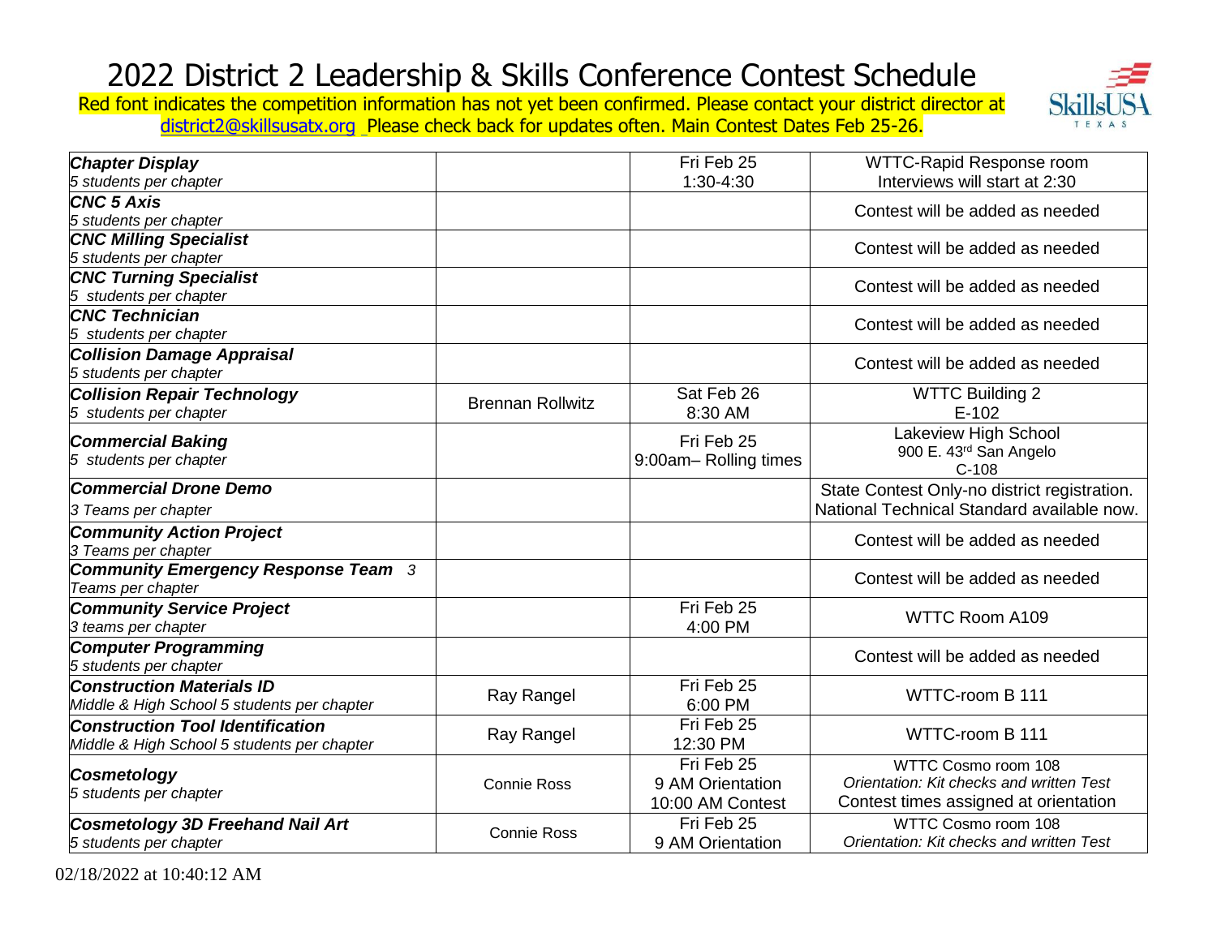# 2022 District 2 Leadership & Skills Conference Contest Schedule

Red font indicates the competition information has not yet been confirmed. Please contact your district director at district2@skillsusatx.org Please check back for updates often. Main Contest Dates Feb 25-26.

| Contest | Contact | Date/Time | Location/Notes |
|---|---|---|---|
| ***Chapter Display*** *5 students per chapter* | | Fri Feb 25 1:30-4:30 | WTTC-Rapid Response room Interviews will start at 2:30 |
| ***CNC 5 Axis*** *5 students per chapter* | | | Contest will be added as needed |
| ***CNC Milling Specialist*** *5 students per chapter* | | | Contest will be added as needed |
| ***CNC Turning Specialist*** *5 students per chapter* | | | Contest will be added as needed |
| ***CNC Technician*** *5 students per chapter* | | | Contest will be added as needed |
| ***Collision Damage Appraisal*** *5 students per chapter* | | | Contest will be added as needed |
| ***Collision Repair Technology*** *5 students per chapter* | Brennan Rollwitz | Sat Feb 26 8:30 AM | WTTC Building 2 E-102 |
| ***Commercial Baking*** *5 students per chapter* | | Fri Feb 25 9:00am– Rolling times | Lakeview High School 900 E. 43rd San Angelo C-108 |
| ***Commercial Drone Demo*** *3 Teams per chapter* | | | State Contest Only-no district registration. National Technical Standard available now. |
| ***Community Action Project*** *3 Teams per chapter* | | | Contest will be added as needed |
| ***Community Emergency Response Team*** *3 Teams per chapter* | | | Contest will be added as needed |
| ***Community Service Project*** *3 teams per chapter* | | Fri Feb 25 4:00 PM | WTTC Room A109 |
| ***Computer Programming*** *5 students per chapter* | | | Contest will be added as needed |
| ***Construction Materials ID*** *Middle & High School 5 students per chapter* | Ray Rangel | Fri Feb 25 6:00 PM | WTTC-room B 111 |
| ***Construction Tool Identification*** *Middle & High School 5 students per chapter* | Ray Rangel | Fri Feb 25 12:30 PM | WTTC-room B 111 |
| ***Cosmetology*** *5 students per chapter* | Connie Ross | Fri Feb 25 9 AM Orientation 10:00 AM Contest | WTTC Cosmo room 108 *Orientation: Kit checks and written Test* Contest times assigned at orientation |
| ***Cosmetology 3D Freehand Nail Art*** *5 students per chapter* | Connie Ross | Fri Feb 25 9 AM Orientation | WTTC Cosmo room 108 *Orientation: Kit checks and written Test* |

02/18/2022 at 10:40:12 AM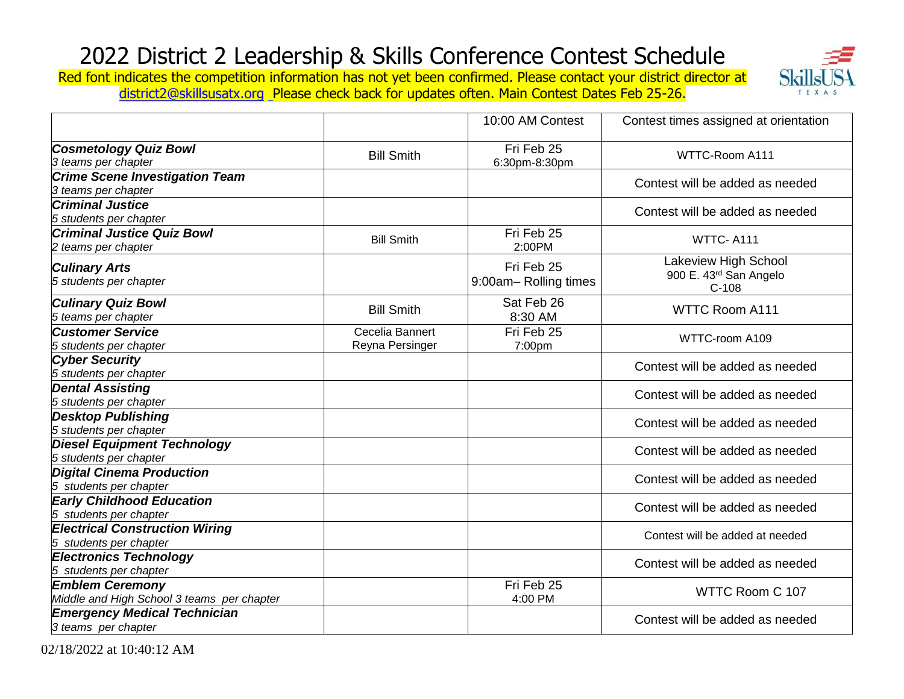# 2022 District 2 Leadership & Skills Conference Contest Schedule

Red font indicates the competition information has not yet been confirmed. Please contact your district director at district2@skillsusatx.org Please check back for updates often. Main Contest Dates Feb 25-26.

| | | 10:00 AM Contest | Contest times assigned at orientation |
|---|---|---|---|
| ***Cosmetology Quiz Bowl*** *3 teams per chapter* | Bill Smith | Fri Feb 25 6:30pm-8:30pm | WTTC-Room A111 |
| ***Crime Scene Investigation Team*** *3 teams per chapter* | | | Contest will be added as needed |
| ***Criminal Justice*** *5 students per chapter* | | | Contest will be added as needed |
| ***Criminal Justice Quiz Bowl*** *2 teams per chapter* | Bill Smith | Fri Feb 25 2:00PM | WTTC- A111 |
| ***Culinary Arts*** *5 students per chapter* | | Fri Feb 25 9:00am– Rolling times | Lakeview High School 900 E. 43rd San Angelo C-108 |
| ***Culinary Quiz Bowl*** *5 teams per chapter* | Bill Smith | Sat Feb 26 8:30 AM | WTTC Room A111 |
| ***Customer Service*** *5 students per chapter* | Cecelia Bannert Reyna Persinger | Fri Feb 25 7:00pm | WTTC-room A109 |
| ***Cyber Security*** *5 students per chapter* | | | Contest will be added as needed |
| ***Dental Assisting*** *5 students per chapter* | | | Contest will be added as needed |
| ***Desktop Publishing*** *5 students per chapter* | | | Contest will be added as needed |
| ***Diesel Equipment Technology*** *5 students per chapter* | | | Contest will be added as needed |
| ***Digital Cinema Production*** *5 students per chapter* | | | Contest will be added as needed |
| ***Early Childhood Education*** *5 students per chapter* | | | Contest will be added as needed |
| ***Electrical Construction Wiring*** *5 students per chapter* | | | Contest will be added at needed |
| ***Electronics Technology*** *5 students per chapter* | | | Contest will be added as needed |
| ***Emblem Ceremony*** *Middle and High School 3 teams per chapter* | | Fri Feb 25 4:00 PM | WTTC Room C 107 |
| ***Emergency Medical Technician*** *3 teams per chapter* | | | Contest will be added as needed |

02/18/2022 at 10:40:12 AM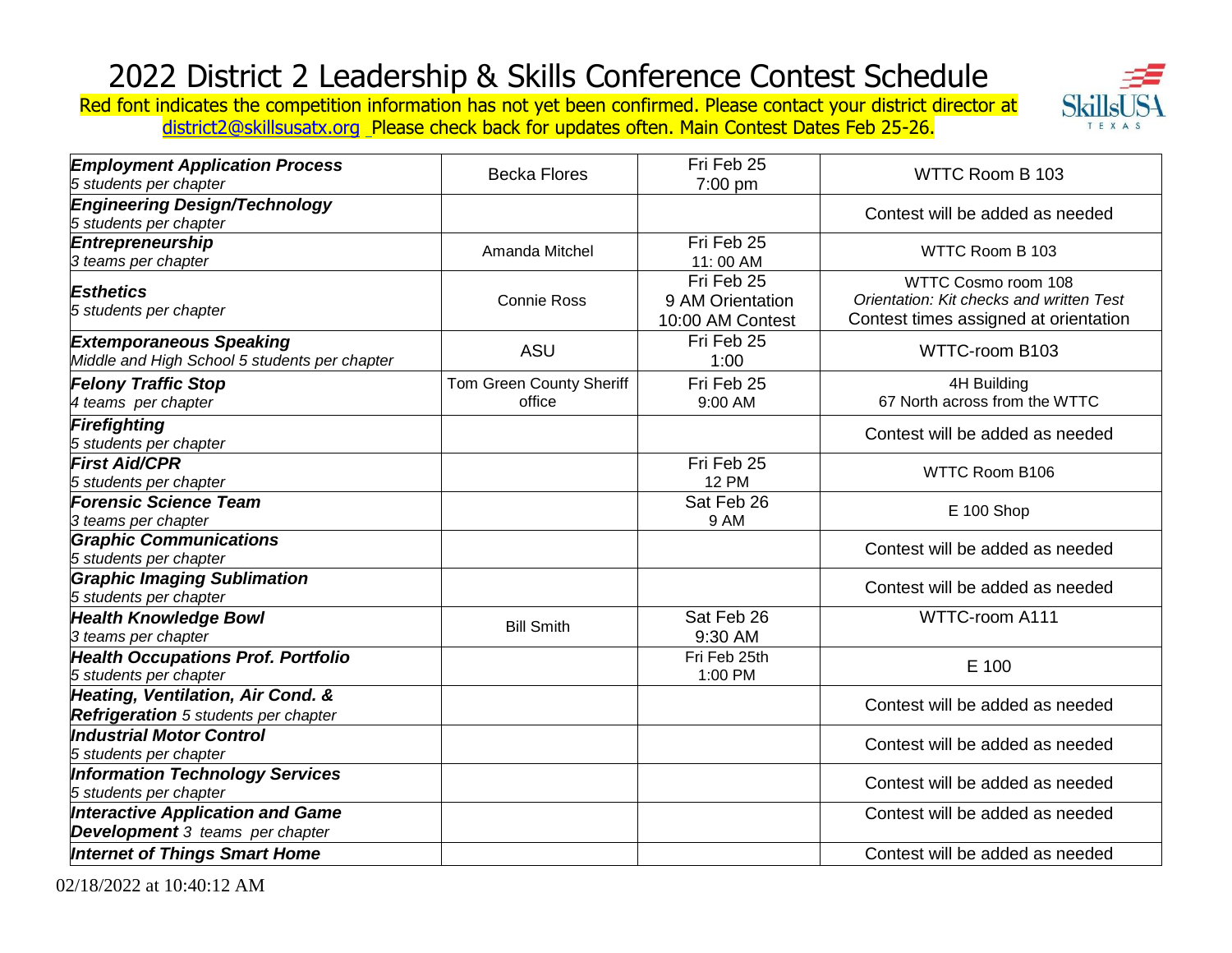# 2022 District 2 Leadership & Skills Conference Contest Schedule

Red font indicates the competition information has not yet been confirmed. Please contact your district director at district2@skillsusatx.org Please check back for updates often. Main Contest Dates Feb 25-26.

| Contest | Contact | Date/Time | Location |
|---|---|---|---|
| ***Employment Application Process*** *5 students per chapter* | Becka Flores | Fri Feb 25 7:00 pm | WTTC Room B 103 |
| ***Engineering Design/Technology*** *5 students per chapter* | | | Contest will be added as needed |
| ***Entrepreneurship*** *3 teams per chapter* | Amanda Mitchel | Fri Feb 25 11: 00 AM | WTTC Room B 103 |
| ***Esthetics*** *5 students per chapter* | Connie Ross | Fri Feb 25 9 AM Orientation 10:00 AM Contest | WTTC Cosmo room 108 *Orientation: Kit checks and written Test* Contest times assigned at orientation |
| ***Extemporaneous Speaking*** *Middle and High School 5 students per chapter* | ASU | Fri Feb 25 1:00 | WTTC-room B103 |
| ***Felony Traffic Stop*** *4 teams per chapter* | Tom Green County Sheriff office | Fri Feb 25 9:00 AM | 4H Building 67 North across from the WTTC |
| ***Firefighting*** *5 students per chapter* | | | Contest will be added as needed |
| ***First Aid/CPR*** *5 students per chapter* | | Fri Feb 25 12 PM | WTTC Room B106 |
| ***Forensic Science Team*** *3 teams per chapter* | | Sat Feb 26 9 AM | E 100 Shop |
| ***Graphic Communications*** *5 students per chapter* | | | Contest will be added as needed |
| ***Graphic Imaging Sublimation*** *5 students per chapter* | | | Contest will be added as needed |
| ***Health Knowledge Bowl*** *3 teams per chapter* | Bill Smith | Sat Feb 26 9:30 AM | WTTC-room A111 |
| ***Health Occupations Prof. Portfolio*** *5 students per chapter* | | Fri Feb 25th 1:00 PM | E 100 |
| ***Heating, Ventilation, Air Cond. & Refrigeration*** *5 students per chapter* | | | Contest will be added as needed |
| ***Industrial Motor Control*** *5 students per chapter* | | | Contest will be added as needed |
| ***Information Technology Services*** *5 students per chapter* | | | Contest will be added as needed |
| ***Interactive Application and Game Development*** *3 teams per chapter* | | | Contest will be added as needed |
| ***Internet of Things Smart Home*** | | | Contest will be added as needed |

02/18/2022 at 10:40:12 AM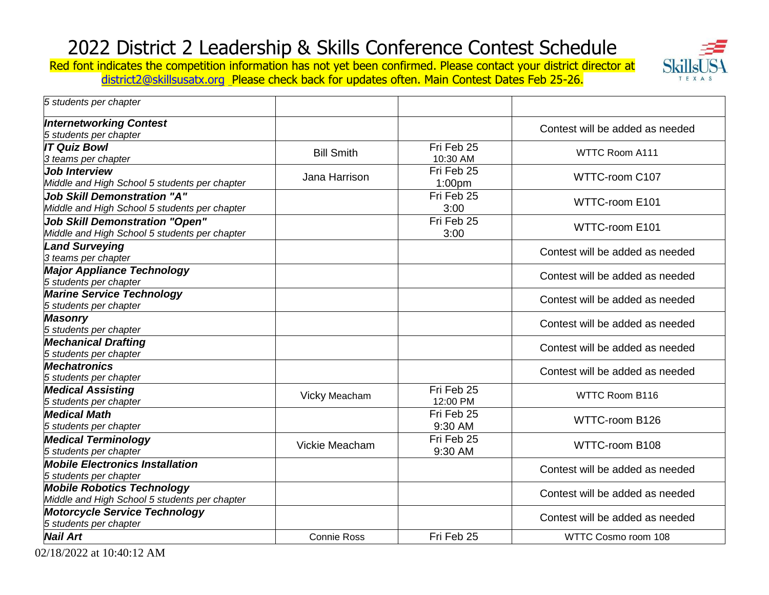# 2022 District 2 Leadership & Skills Conference Contest Schedule

Red font indicates the competition information has not yet been confirmed. Please contact your district director at district2@skillsusatx.org Please check back for updates often. Main Contest Dates Feb 25-26.

| | | | |
|---|---|---|---|
| *5 students per chapter* | | | |
| ***Internetworking Contest***<br>*5 students per chapter* | | | Contest will be added as needed |
| ***IT Quiz Bowl***<br>*3 teams per chapter* | Bill Smith | Fri Feb 25<br>10:30 AM | WTTC Room A111 |
| ***Job Interview***<br>*Middle and High School 5 students per chapter* | Jana Harrison | Fri Feb 25<br>1:00pm | WTTC-room C107 |
| ***Job Skill Demonstration "A"***<br>*Middle and High School 5 students per chapter* | | Fri Feb 25<br>3:00 | WTTC-room E101 |
| ***Job Skill Demonstration "Open"***<br>*Middle and High School 5 students per chapter* | | Fri Feb 25<br>3:00 | WTTC-room E101 |
| ***Land Surveying***<br>*3 teams per chapter* | | | Contest will be added as needed |
| ***Major Appliance Technology***<br>*5 students per chapter* | | | Contest will be added as needed |
| ***Marine Service Technology***<br>*5 students per chapter* | | | Contest will be added as needed |
| ***Masonry***<br>*5 students per chapter* | | | Contest will be added as needed |
| ***Mechanical Drafting***<br>*5 students per chapter* | | | Contest will be added as needed |
| ***Mechatronics***<br>*5 students per chapter* | | | Contest will be added as needed |
| ***Medical Assisting***<br>*5 students per chapter* | Vicky Meacham | Fri Feb 25<br>12:00 PM | WTTC Room B116 |
| ***Medical Math***<br>*5 students per chapter* | | Fri Feb 25<br>9:30 AM | WTTC-room B126 |
| ***Medical Terminology***<br>*5 students per chapter* | Vickie Meacham | Fri Feb 25<br>9:30 AM | WTTC-room B108 |
| ***Mobile Electronics Installation***<br>*5 students per chapter* | | | Contest will be added as needed |
| ***Mobile Robotics Technology***<br>*Middle and High School 5 students per chapter* | | | Contest will be added as needed |
| ***Motorcycle Service Technology***<br>*5 students per chapter* | | | Contest will be added as needed |
| ***Nail Art*** | Connie Ross | Fri Feb 25 | WTTC Cosmo room 108 |

02/18/2022 at 10:40:12 AM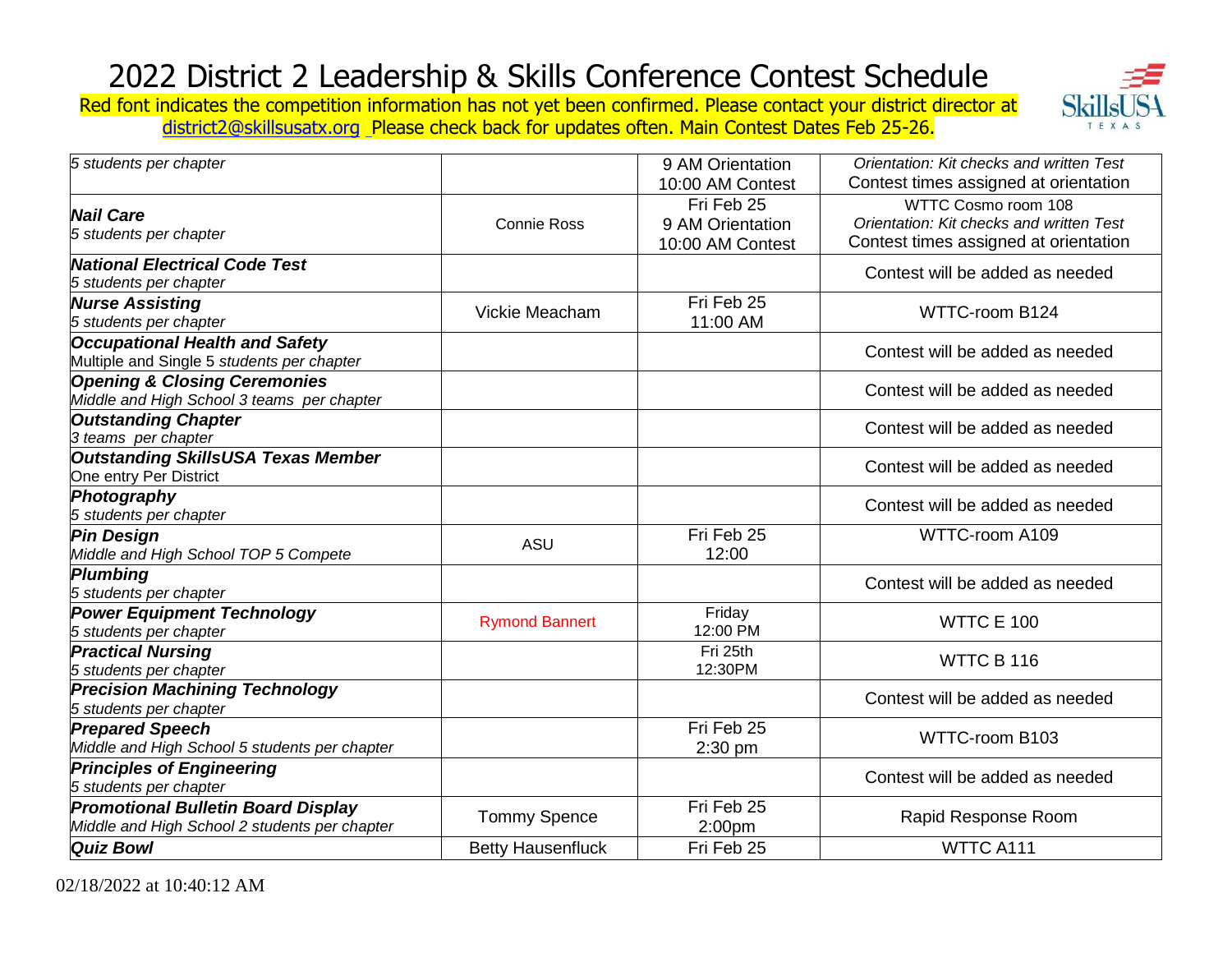# 2022 District 2 Leadership & Skills Conference Contest Schedule

Red font indicates the competition information has not yet been confirmed. Please contact your district director at district2@skillsusatx.org Please check back for updates often. Main Contest Dates Feb 25-26.

| | | | |
|---|---|---|---|
| *5 students per chapter* | | 9 AM Orientation<br>10:00 AM Contest | *Orientation: Kit checks and written Test*<br>Contest times assigned at orientation |
| ***Nail Care***<br>*5 students per chapter* | Connie Ross | Fri Feb 25<br>9 AM Orientation<br>10:00 AM Contest | WTTC Cosmo room 108<br>*Orientation: Kit checks and written Test*<br>Contest times assigned at orientation |
| ***National Electrical Code Test***<br>*5 students per chapter* | | | Contest will be added as needed |
| ***Nurse Assisting***<br>*5 students per chapter* | Vickie Meacham | Fri Feb 25<br>11:00 AM | WTTC-room B124 |
| ***Occupational Health and Safety***<br>Multiple and Single 5 *students per chapter* | | | Contest will be added as needed |
| ***Opening & Closing Ceremonies***<br>*Middle and High School 3 teams per chapter* | | | Contest will be added as needed |
| ***Outstanding Chapter***<br>*3 teams per chapter* | | | Contest will be added as needed |
| ***Outstanding SkillsUSA Texas Member***<br>One entry Per District | | | Contest will be added as needed |
| ***Photography***<br>*5 students per chapter* | | | Contest will be added as needed |
| ***Pin Design***<br>*Middle and High School TOP 5 Compete* | ASU | Fri Feb 25<br>12:00 | WTTC-room A109 |
| ***Plumbing***<br>*5 students per chapter* | | | Contest will be added as needed |
| ***Power Equipment Technology***<br>*5 students per chapter* | Rymond Bannert | Friday<br>12:00 PM | WTTC E 100 |
| ***Practical Nursing***<br>*5 students per chapter* | | Fri 25th<br>12:30PM | WTTC B 116 |
| ***Precision Machining Technology***<br>*5 students per chapter* | | | Contest will be added as needed |
| ***Prepared Speech***<br>*Middle and High School 5 students per chapter* | | Fri Feb 25<br>2:30 pm | WTTC-room B103 |
| ***Principles of Engineering***<br>*5 students per chapter* | | | Contest will be added as needed |
| ***Promotional Bulletin Board Display***<br>*Middle and High School 2 students per chapter* | Tommy Spence | Fri Feb 25<br>2:00pm | Rapid Response Room |
| ***Quiz Bowl*** | Betty Hausenfluck | Fri Feb 25 | WTTC A111 |

02/18/2022 at 10:40:12 AM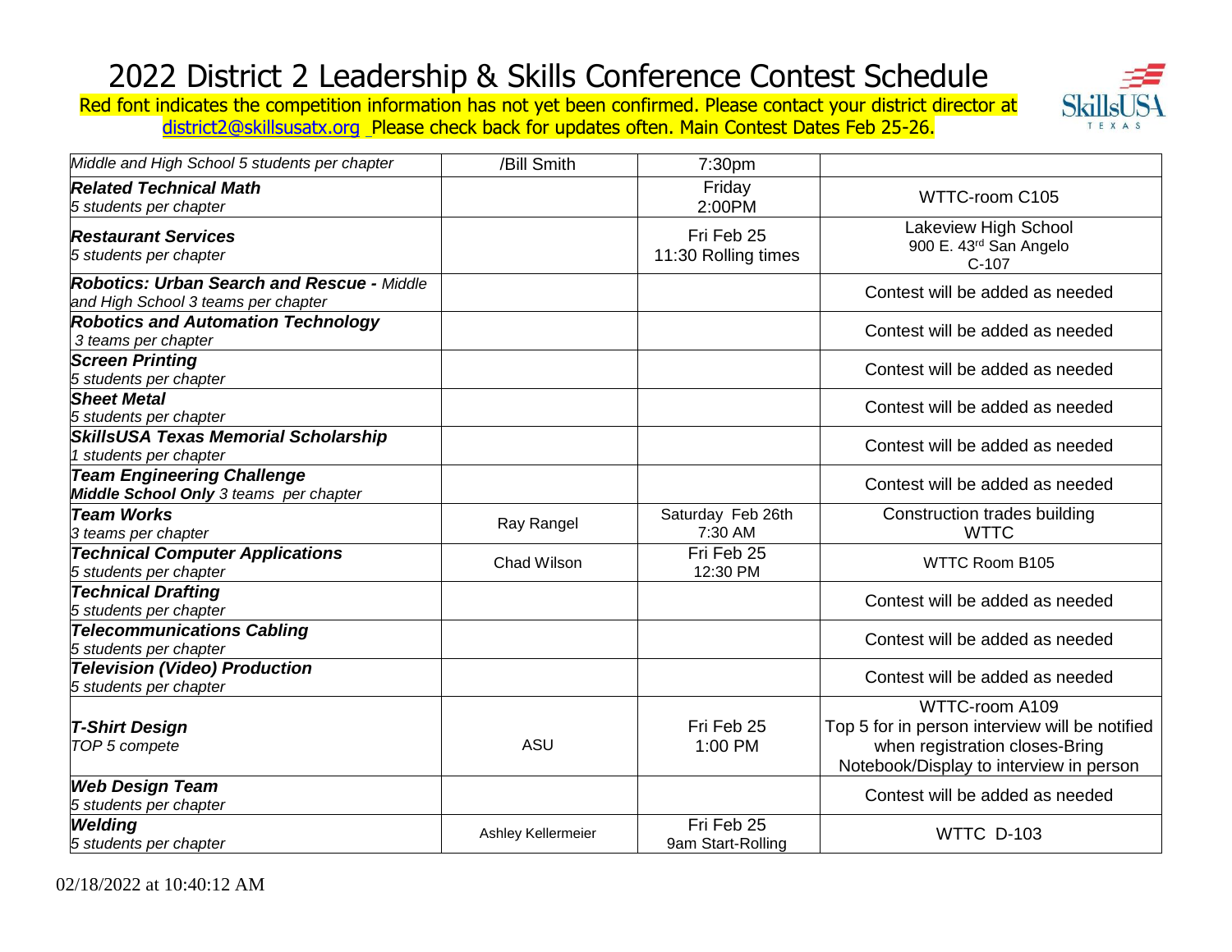# 2022 District 2 Leadership & Skills Conference Contest Schedule

Red font indicates the competition information has not yet been confirmed. Please contact your district director at district2@skillsusatx.org Please check back for updates often. Main Contest Dates Feb 25-26.

| | | | |
|---|---|---|---|
| *Middle and High School 5 students per chapter* | /Bill Smith | 7:30pm | |
| ***Related Technical Math*** *5 students per chapter* | | Friday 2:00PM | WTTC-room C105 |
| ***Restaurant Services*** *5 students per chapter* | | Fri Feb 25 11:30 Rolling times | Lakeview High School 900 E. 43rd San Angelo C-107 |
| ***Robotics: Urban Search and Rescue -*** *Middle and High School 3 teams per chapter* | | | Contest will be added as needed |
| ***Robotics and Automation Technology*** *3 teams per chapter* | | | Contest will be added as needed |
| ***Screen Printing*** *5 students per chapter* | | | Contest will be added as needed |
| ***Sheet Metal*** *5 students per chapter* | | | Contest will be added as needed |
| ***SkillsUSA Texas Memorial Scholarship*** *1 students per chapter* | | | Contest will be added as needed |
| ***Team Engineering Challenge*** ***Middle School Only*** *3 teams per chapter* | | | Contest will be added as needed |
| ***Team Works*** *3 teams per chapter* | Ray Rangel | Saturday Feb 26th 7:30 AM | Construction trades building WTTC |
| ***Technical Computer Applications*** *5 students per chapter* | Chad Wilson | Fri Feb 25 12:30 PM | WTTC Room B105 |
| ***Technical Drafting*** *5 students per chapter* | | | Contest will be added as needed |
| ***Telecommunications Cabling*** *5 students per chapter* | | | Contest will be added as needed |
| ***Television (Video) Production*** *5 students per chapter* | | | Contest will be added as needed |
| ***T-Shirt Design*** *TOP 5 compete* | ASU | Fri Feb 25 1:00 PM | WTTC-room A109 Top 5 for in person interview will be notified when registration closes-Bring Notebook/Display to interview in person |
| ***Web Design Team*** *5 students per chapter* | | | Contest will be added as needed |
| ***Welding*** *5 students per chapter* | Ashley Kellermeier | Fri Feb 25 9am Start-Rolling | WTTC D-103 |

02/18/2022 at 10:40:12 AM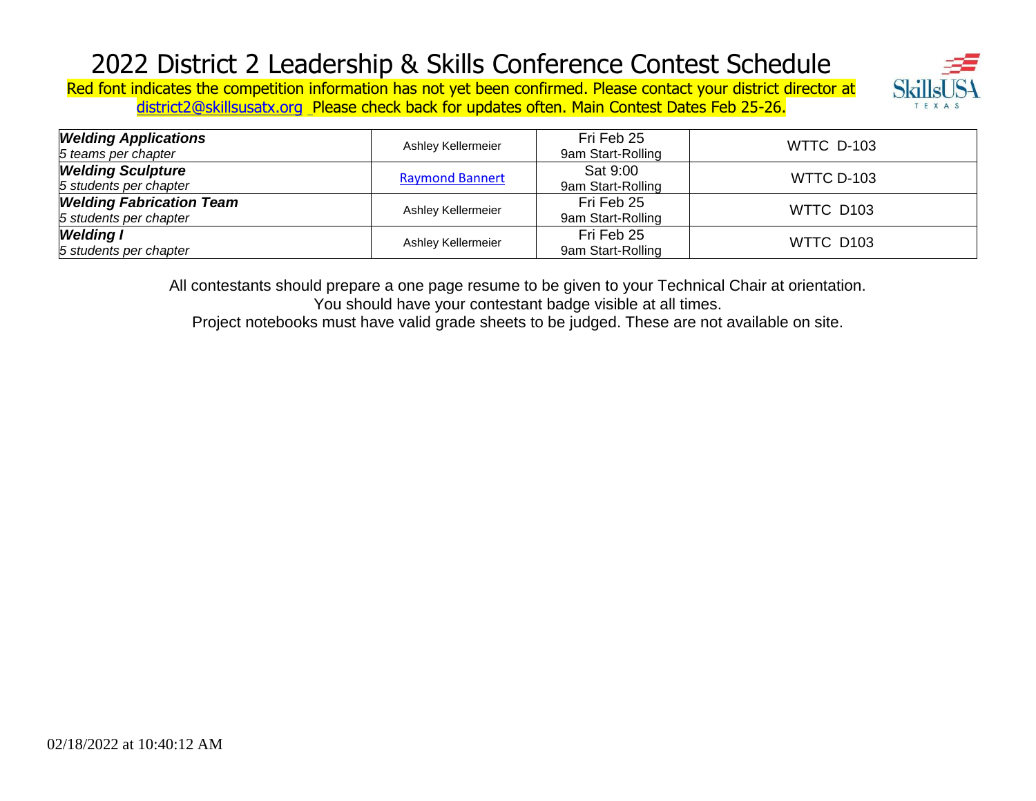# 2022 District 2 Leadership & Skills Conference Contest Schedule

Red font indicates the competition information has not yet been confirmed. Please contact your district director at district2@skillsusatx.org Please check back for updates often. Main Contest Dates Feb 25-26.

| | | | |
|---|---|---|---|
| ***Welding Applications***<br>*5 teams per chapter* | Ashley Kellermeier | Fri Feb 25<br>9am Start-Rolling | WTTC D-103 |
| ***Welding Sculpture***<br>*5 students per chapter* | Raymond Bannert | Sat 9:00<br>9am Start-Rolling | WTTC D-103 |
| ***Welding Fabrication Team***<br>*5 students per chapter* | Ashley Kellermeier | Fri Feb 25<br>9am Start-Rolling | WTTC D103 |
| ***Welding I***<br>*5 students per chapter* | Ashley Kellermeier | Fri Feb 25<br>9am Start-Rolling | WTTC D103 |

All contestants should prepare a one page resume to be given to your Technical Chair at orientation.
You should have your contestant badge visible at all times.
Project notebooks must have valid grade sheets to be judged. These are not available on site.

02/18/2022 at 10:40:12 AM